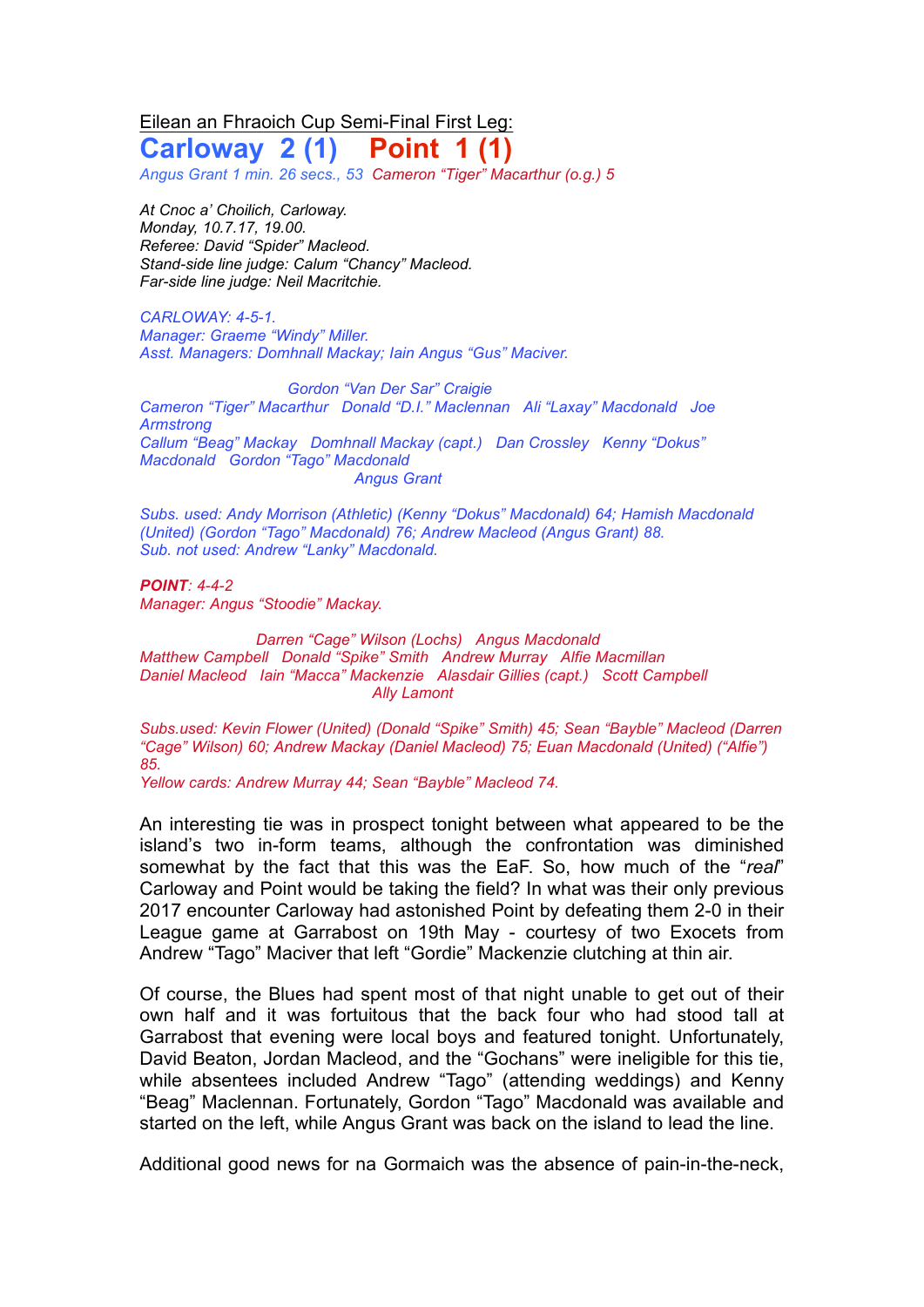Eilean an Fhraoich Cup Semi-Final First Leg:

# Carloway 2 (1) Point 1 (1)

*Angus Grant 1 min. 26 secs., 53 Cameron "Tiger" Macarthur (o.g.) 5*

*At Cnoc a' Choilich, Carloway.*
*Monday, 10.7.17, 19.00.*
*Referee: David "Spider" Macleod.*
*Stand-side line judge: Calum "Chancy" Macleod.*
*Far-side line judge: Neil Macritchie.*

*CARLOWAY: 4-5-1.*
*Manager: Graeme "Windy" Miller.*
*Asst. Managers: Domhnall Mackay; Iain Angus "Gus" Maciver.*

*Gordon "Van Der Sar" Craigie*
*Cameron "Tiger" Macarthur Donald "D.I." Maclennan Ali "Laxay" Macdonald Joe Armstrong*
*Callum "Beag" Mackay Domhnall Mackay (capt.) Dan Crossley Kenny "Dokus" Macdonald Gordon "Tago" Macdonald*
*Angus Grant*

*Subs. used: Andy Morrison (Athletic) (Kenny "Dokus" Macdonald) 64; Hamish Macdonald (United) (Gordon "Tago" Macdonald) 76; Andrew Macleod (Angus Grant) 88.*
*Sub. not used: Andrew "Lanky" Macdonald.*

***POINT**: 4-4-2*
*Manager: Angus "Stoodie" Mackay.*

*Darren "Cage" Wilson (Lochs) Angus Macdonald*
*Matthew Campbell Donald "Spike" Smith Andrew Murray Alfie Macmillan*
*Daniel Macleod Iain "Macca" Mackenzie Alasdair Gillies (capt.) Scott Campbell*
*Ally Lamont*

*Subs.used: Kevin Flower (United) (Donald "Spike" Smith) 45; Sean "Bayble" Macleod (Darren "Cage" Wilson) 60; Andrew Mackay (Daniel Macleod) 75; Euan Macdonald (United) ("Alfie") 85.*
*Yellow cards: Andrew Murray 44; Sean "Bayble" Macleod 74.*

An interesting tie was in prospect tonight between what appeared to be the island's two in-form teams, although the confrontation was diminished somewhat by the fact that this was the EaF. So, how much of the "*real*" Carloway and Point would be taking the field? In what was their only previous 2017 encounter Carloway had astonished Point by defeating them 2-0 in their League game at Garrabost on 19th May - courtesy of two Exocets from Andrew "Tago" Maciver that left "Gordie" Mackenzie clutching at thin air.

Of course, the Blues had spent most of that night unable to get out of their own half and it was fortuitous that the back four who had stood tall at Garrabost that evening were local boys and featured tonight. Unfortunately, David Beaton, Jordan Macleod, and the "Gochans" were ineligible for this tie, while absentees included Andrew "Tago" (attending weddings) and Kenny "Beag" Maclennan. Fortunately, Gordon "Tago" Macdonald was available and started on the left, while Angus Grant was back on the island to lead the line.

Additional good news for na Gormaich was the absence of pain-in-the-neck,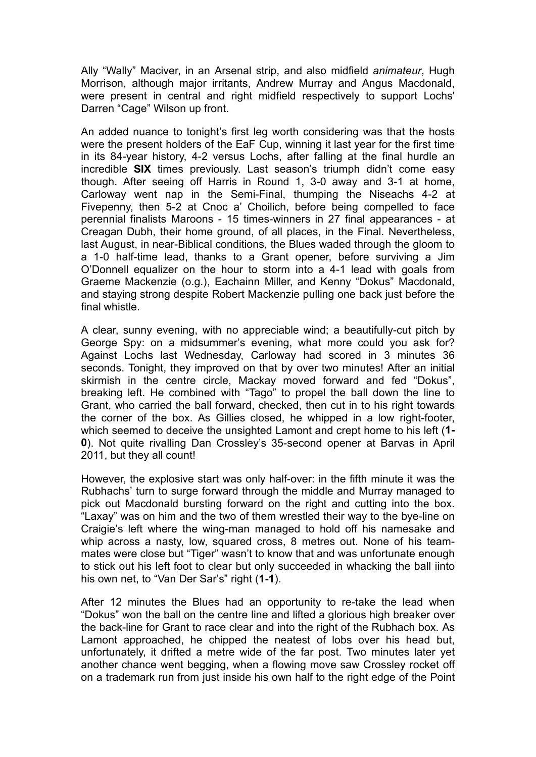Ally "Wally" Maciver, in an Arsenal strip, and also midfield *animateur*, Hugh Morrison, although major irritants, Andrew Murray and Angus Macdonald, were present in central and right midfield respectively to support Lochs' Darren "Cage" Wilson up front.

An added nuance to tonight's first leg worth considering was that the hosts were the present holders of the EaF Cup, winning it last year for the first time in its 84-year history, 4-2 versus Lochs, after falling at the final hurdle an incredible **SIX** times previously. Last season's triumph didn't come easy though. After seeing off Harris in Round 1, 3-0 away and 3-1 at home, Carloway went nap in the Semi-Final, thumping the Niseachs 4-2 at Fivepenny, then 5-2 at Cnoc a' Choilich, before being compelled to face perennial finalists Maroons - 15 times-winners in 27 final appearances - at Creagan Dubh, their home ground, of all places, in the Final. Nevertheless, last August, in near-Biblical conditions, the Blues waded through the gloom to a 1-0 half-time lead, thanks to a Grant opener, before surviving a Jim O'Donnell equalizer on the hour to storm into a 4-1 lead with goals from Graeme Mackenzie (o.g.), Eachainn Miller, and Kenny "Dokus" Macdonald, and staying strong despite Robert Mackenzie pulling one back just before the final whistle.

A clear, sunny evening, with no appreciable wind; a beautifully-cut pitch by George Spy: on a midsummer's evening, what more could you ask for? Against Lochs last Wednesday, Carloway had scored in 3 minutes 36 seconds. Tonight, they improved on that by over two minutes! After an initial skirmish in the centre circle, Mackay moved forward and fed "Dokus", breaking left. He combined with "Tago" to propel the ball down the line to Grant, who carried the ball forward, checked, then cut in to his right towards the corner of the box. As Gillies closed, he whipped in a low right-footer, which seemed to deceive the unsighted Lamont and crept home to his left (**1-0**). Not quite rivalling Dan Crossley's 35-second opener at Barvas in April 2011, but they all count!

However, the explosive start was only half-over: in the fifth minute it was the Rubhachs' turn to surge forward through the middle and Murray managed to pick out Macdonald bursting forward on the right and cutting into the box. "Laxay" was on him and the two of them wrestled their way to the bye-line on Craigie's left where the wing-man managed to hold off his namesake and whip across a nasty, low, squared cross, 8 metres out. None of his team-mates were close but "Tiger" wasn't to know that and was unfortunate enough to stick out his left foot to clear but only succeeded in whacking the ball iinto his own net, to "Van Der Sar's" right (**1-1**).

After 12 minutes the Blues had an opportunity to re-take the lead when "Dokus" won the ball on the centre line and lifted a glorious high breaker over the back-line for Grant to race clear and into the right of the Rubhach box. As Lamont approached, he chipped the neatest of lobs over his head but, unfortunately, it drifted a metre wide of the far post. Two minutes later yet another chance went begging, when a flowing move saw Crossley rocket off on a trademark run from just inside his own half to the right edge of the Point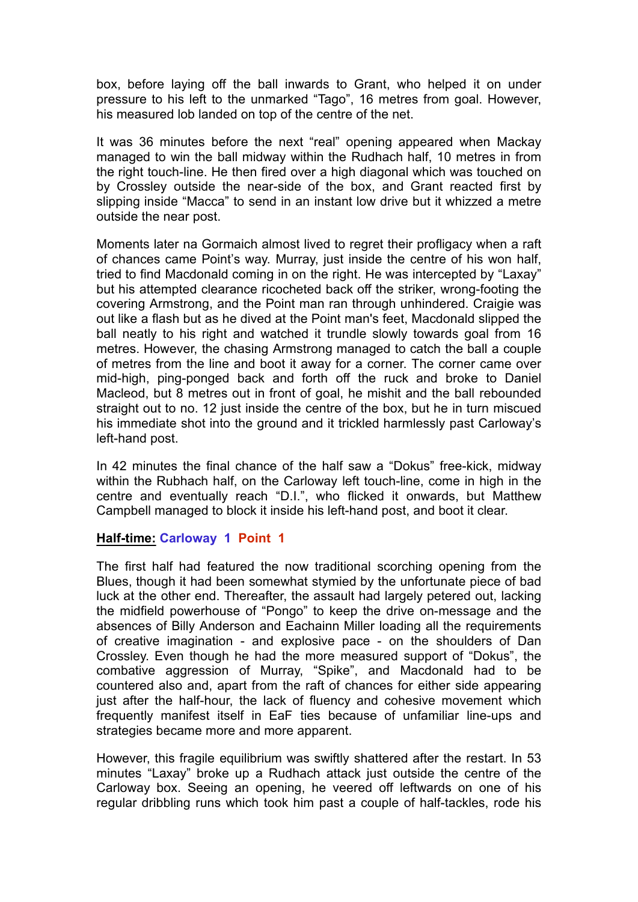box, before laying off the ball inwards to Grant, who helped it on under pressure to his left to the unmarked "Tago", 16 metres from goal. However, his measured lob landed on top of the centre of the net.

It was 36 minutes before the next "real" opening appeared when Mackay managed to win the ball midway within the Rudhach half, 10 metres in from the right touch-line. He then fired over a high diagonal which was touched on by Crossley outside the near-side of the box, and Grant reacted first by slipping inside "Macca" to send in an instant low drive but it whizzed a metre outside the near post.

Moments later na Gormaich almost lived to regret their profligacy when a raft of chances came Point's way. Murray, just inside the centre of his won half, tried to find Macdonald coming in on the right. He was intercepted by "Laxay" but his attempted clearance ricocheted back off the striker, wrong-footing the covering Armstrong, and the Point man ran through unhindered. Craigie was out like a flash but as he dived at the Point man's feet, Macdonald slipped the ball neatly to his right and watched it trundle slowly towards goal from 16 metres. However, the chasing Armstrong managed to catch the ball a couple of metres from the line and boot it away for a corner. The corner came over mid-high, ping-ponged back and forth off the ruck and broke to Daniel Macleod, but 8 metres out in front of goal, he mishit and the ball rebounded straight out to no. 12 just inside the centre of the box, but he in turn miscued his immediate shot into the ground and it trickled harmlessly past Carloway's left-hand post.

In 42 minutes the final chance of the half saw a "Dokus" free-kick, midway within the Rubhach half, on the Carloway left touch-line, come in high in the centre and eventually reach "D.I.", who flicked it onwards, but Matthew Campbell managed to block it inside his left-hand post, and boot it clear.

**Half-time: Carloway 1 Point 1**

The first half had featured the now traditional scorching opening from the Blues, though it had been somewhat stymied by the unfortunate piece of bad luck at the other end. Thereafter, the assault had largely petered out, lacking the midfield powerhouse of "Pongo" to keep the drive on-message and the absences of Billy Anderson and Eachainn Miller loading all the requirements of creative imagination - and explosive pace - on the shoulders of Dan Crossley. Even though he had the more measured support of "Dokus", the combative aggression of Murray, "Spike", and Macdonald had to be countered also and, apart from the raft of chances for either side appearing just after the half-hour, the lack of fluency and cohesive movement which frequently manifest itself in EaF ties because of unfamiliar line-ups and strategies became more and more apparent.

However, this fragile equilibrium was swiftly shattered after the restart. In 53 minutes "Laxay" broke up a Rudhach attack just outside the centre of the Carloway box. Seeing an opening, he veered off leftwards on one of his regular dribbling runs which took him past a couple of half-tackles, rode his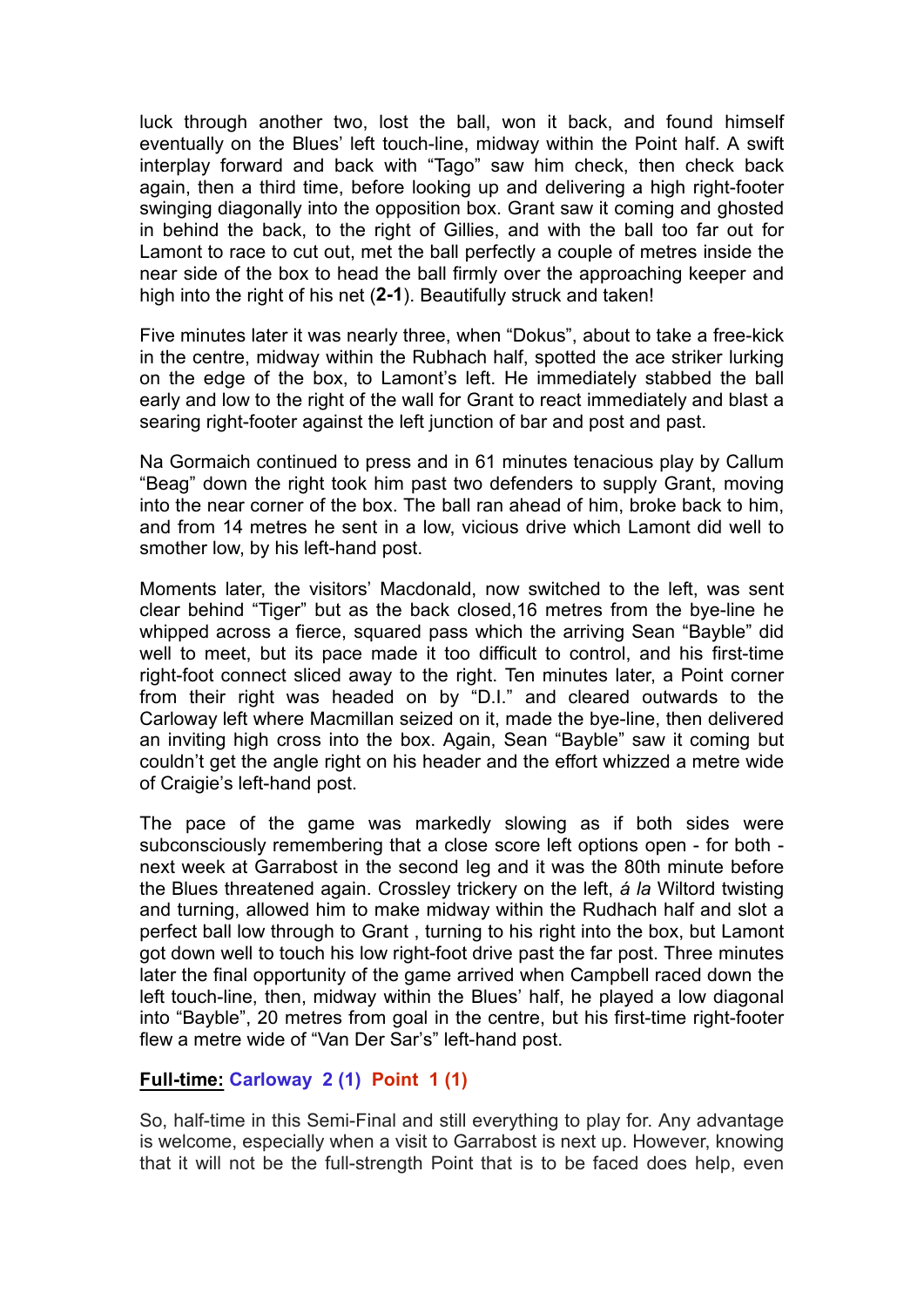luck through another two, lost the ball, won it back, and found himself eventually on the Blues' left touch-line, midway within the Point half. A swift interplay forward and back with "Tago" saw him check, then check back again, then a third time, before looking up and delivering a high right-footer swinging diagonally into the opposition box. Grant saw it coming and ghosted in behind the back, to the right of Gillies, and with the ball too far out for Lamont to race to cut out, met the ball perfectly a couple of metres inside the near side of the box to head the ball firmly over the approaching keeper and high into the right of his net (**2-1**). Beautifully struck and taken!

Five minutes later it was nearly three, when "Dokus", about to take a free-kick in the centre, midway within the Rubhach half, spotted the ace striker lurking on the edge of the box, to Lamont's left. He immediately stabbed the ball early and low to the right of the wall for Grant to react immediately and blast a searing right-footer against the left junction of bar and post and past.

Na Gormaich continued to press and in 61 minutes tenacious play by Callum "Beag" down the right took him past two defenders to supply Grant, moving into the near corner of the box. The ball ran ahead of him, broke back to him, and from 14 metres he sent in a low, vicious drive which Lamont did well to smother low, by his left-hand post.

Moments later, the visitors' Macdonald, now switched to the left, was sent clear behind "Tiger" but as the back closed,16 metres from the bye-line he whipped across a fierce, squared pass which the arriving Sean "Bayble" did well to meet, but its pace made it too difficult to control, and his first-time right-foot connect sliced away to the right. Ten minutes later, a Point corner from their right was headed on by "D.I." and cleared outwards to the Carloway left where Macmillan seized on it, made the bye-line, then delivered an inviting high cross into the box. Again, Sean "Bayble" saw it coming but couldn't get the angle right on his header and the effort whizzed a metre wide of Craigie's left-hand post.

The pace of the game was markedly slowing as if both sides were subconsciously remembering that a close score left options open - for both - next week at Garrabost in the second leg and it was the 80th minute before the Blues threatened again. Crossley trickery on the left, *á la* Wiltord twisting and turning, allowed him to make midway within the Rudhach half and slot a perfect ball low through to Grant , turning to his right into the box, but Lamont got down well to touch his low right-foot drive past the far post. Three minutes later the final opportunity of the game arrived when Campbell raced down the left touch-line, then, midway within the Blues' half, he played a low diagonal into "Bayble", 20 metres from goal in the centre, but his first-time right-footer flew a metre wide of "Van Der Sar's" left-hand post.

**Full-time: Carloway 2 (1) Point 1 (1)**

So, half-time in this Semi-Final and still everything to play for. Any advantage is welcome, especially when a visit to Garrabost is next up. However, knowing that it will not be the full-strength Point that is to be faced does help, even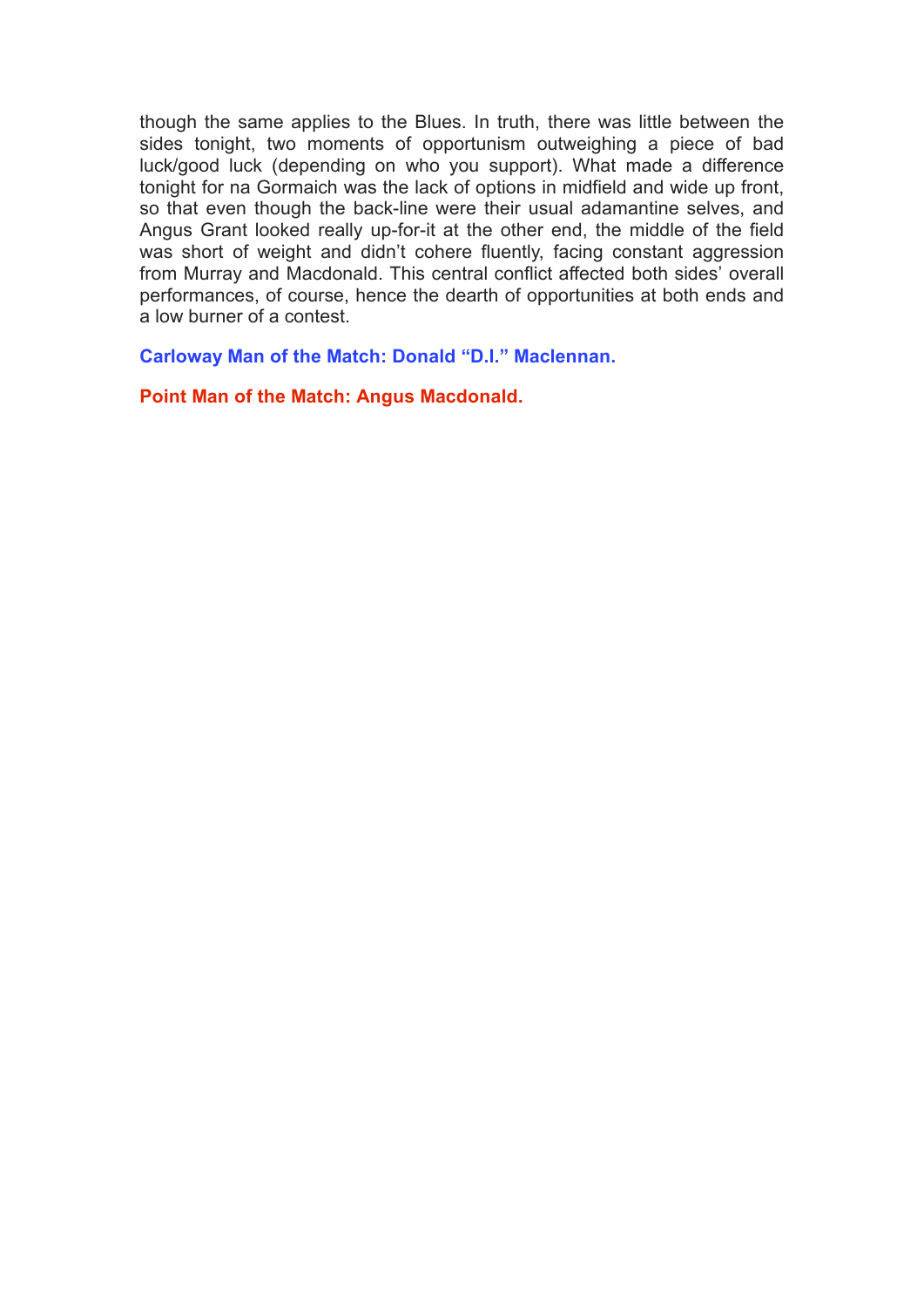though the same applies to the Blues. In truth, there was little between the sides tonight, two moments of opportunism outweighing a piece of bad luck/good luck (depending on who you support). What made a difference tonight for na Gormaich was the lack of options in midfield and wide up front, so that even though the back-line were their usual adamantine selves, and Angus Grant looked really up-for-it at the other end, the middle of the field was short of weight and didn't cohere fluently, facing constant aggression from Murray and Macdonald. This central conflict affected both sides' overall performances, of course, hence the dearth of opportunities at both ends and a low burner of a contest.

**Carloway Man of the Match: Donald "D.I." Maclennan.**

**Point Man of the Match: Angus Macdonald.**